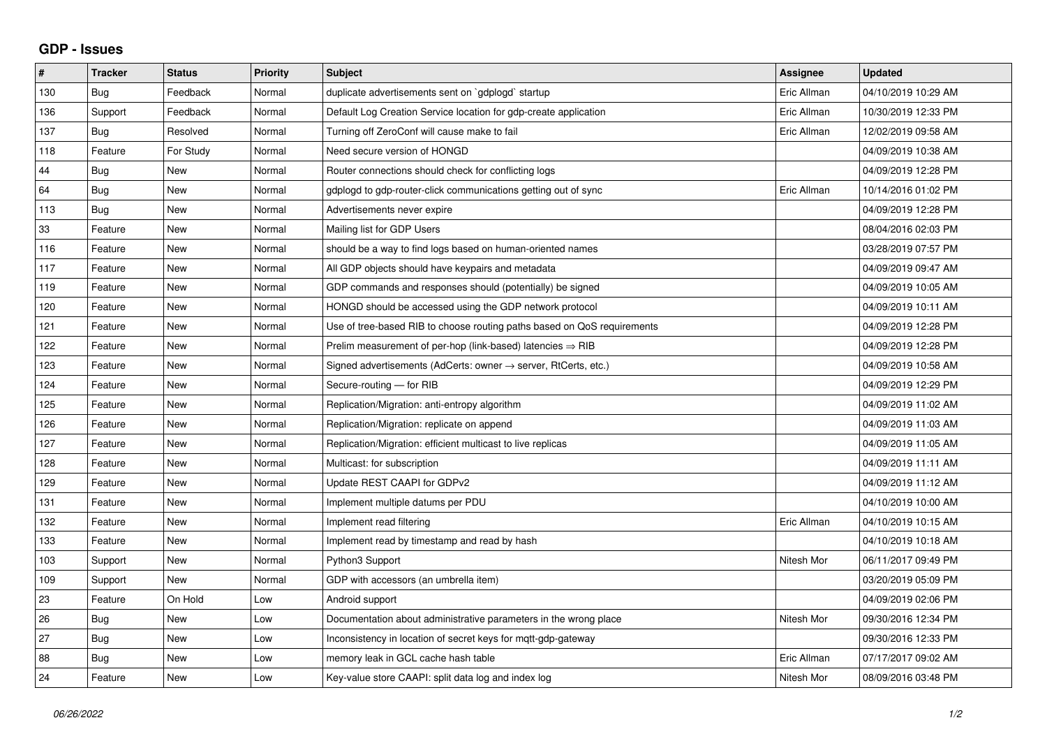# GDP - Issues

| # | Tracker | Status | Priority | Subject | Assignee | Updated |
|---|---|---|---|---|---|---|
| 130 | Bug | Feedback | Normal | duplicate advertisements sent on `gdplogd` startup | Eric Allman | 04/10/2019 10:29 AM |
| 136 | Support | Feedback | Normal | Default Log Creation Service location for gdp-create application | Eric Allman | 10/30/2019 12:33 PM |
| 137 | Bug | Resolved | Normal | Turning off ZeroConf will cause make to fail | Eric Allman | 12/02/2019 09:58 AM |
| 118 | Feature | For Study | Normal | Need secure version of HONGD | | 04/09/2019 10:38 AM |
| 44 | Bug | New | Normal | Router connections should check for conflicting logs | | 04/09/2019 12:28 PM |
| 64 | Bug | New | Normal | gdplogd to gdp-router-click communications getting out of sync | Eric Allman | 10/14/2016 01:02 PM |
| 113 | Bug | New | Normal | Advertisements never expire | | 04/09/2019 12:28 PM |
| 33 | Feature | New | Normal | Mailing list for GDP Users | | 08/04/2016 02:03 PM |
| 116 | Feature | New | Normal | should be a way to find logs based on human-oriented names | | 03/28/2019 07:57 PM |
| 117 | Feature | New | Normal | All GDP objects should have keypairs and metadata | | 04/09/2019 09:47 AM |
| 119 | Feature | New | Normal | GDP commands and responses should (potentially) be signed | | 04/09/2019 10:05 AM |
| 120 | Feature | New | Normal | HONGD should be accessed using the GDP network protocol | | 04/09/2019 10:11 AM |
| 121 | Feature | New | Normal | Use of tree-based RIB to choose routing paths based on QoS requirements | | 04/09/2019 12:28 PM |
| 122 | Feature | New | Normal | Prelim measurement of per-hop (link-based) latencies ⇒ RIB | | 04/09/2019 12:28 PM |
| 123 | Feature | New | Normal | Signed advertisements (AdCerts: owner → server, RtCerts, etc.) | | 04/09/2019 10:58 AM |
| 124 | Feature | New | Normal | Secure-routing — for RIB | | 04/09/2019 12:29 PM |
| 125 | Feature | New | Normal | Replication/Migration: anti-entropy algorithm | | 04/09/2019 11:02 AM |
| 126 | Feature | New | Normal | Replication/Migration: replicate on append | | 04/09/2019 11:03 AM |
| 127 | Feature | New | Normal | Replication/Migration: efficient multicast to live replicas | | 04/09/2019 11:05 AM |
| 128 | Feature | New | Normal | Multicast: for subscription | | 04/09/2019 11:11 AM |
| 129 | Feature | New | Normal | Update REST CAAPI for GDPv2 | | 04/09/2019 11:12 AM |
| 131 | Feature | New | Normal | Implement multiple datums per PDU | | 04/10/2019 10:00 AM |
| 132 | Feature | New | Normal | Implement read filtering | Eric Allman | 04/10/2019 10:15 AM |
| 133 | Feature | New | Normal | Implement read by timestamp and read by hash | | 04/10/2019 10:18 AM |
| 103 | Support | New | Normal | Python3 Support | Nitesh Mor | 06/11/2017 09:49 PM |
| 109 | Support | New | Normal | GDP with accessors (an umbrella item) | | 03/20/2019 05:09 PM |
| 23 | Feature | On Hold | Low | Android support | | 04/09/2019 02:06 PM |
| 26 | Bug | New | Low | Documentation about administrative parameters in the wrong place | Nitesh Mor | 09/30/2016 12:34 PM |
| 27 | Bug | New | Low | Inconsistency in location of secret keys for mqtt-gdp-gateway | | 09/30/2016 12:33 PM |
| 88 | Bug | New | Low | memory leak in GCL cache hash table | Eric Allman | 07/17/2017 09:02 AM |
| 24 | Feature | New | Low | Key-value store CAAPI: split data log and index log | Nitesh Mor | 08/09/2016 03:48 PM |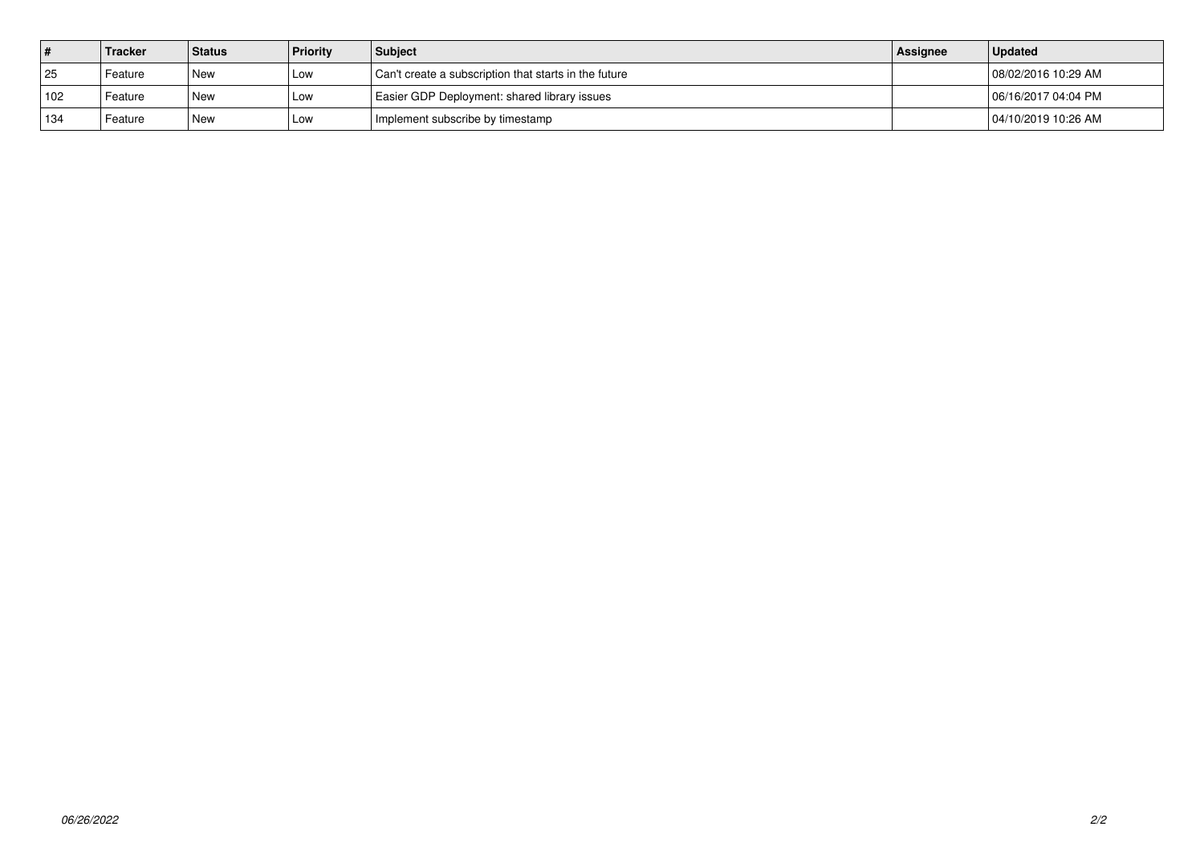| # | Tracker | Status | Priority | Subject | Assignee | Updated |
|---|---|---|---|---|---|---|
| 25 | Feature | New | Low | Can't create a subscription that starts in the future | | 08/02/2016 10:29 AM |
| 102 | Feature | New | Low | Easier GDP Deployment: shared library issues | | 06/16/2017 04:04 PM |
| 134 | Feature | New | Low | Implement subscribe by timestamp | | 04/10/2019 10:26 AM |